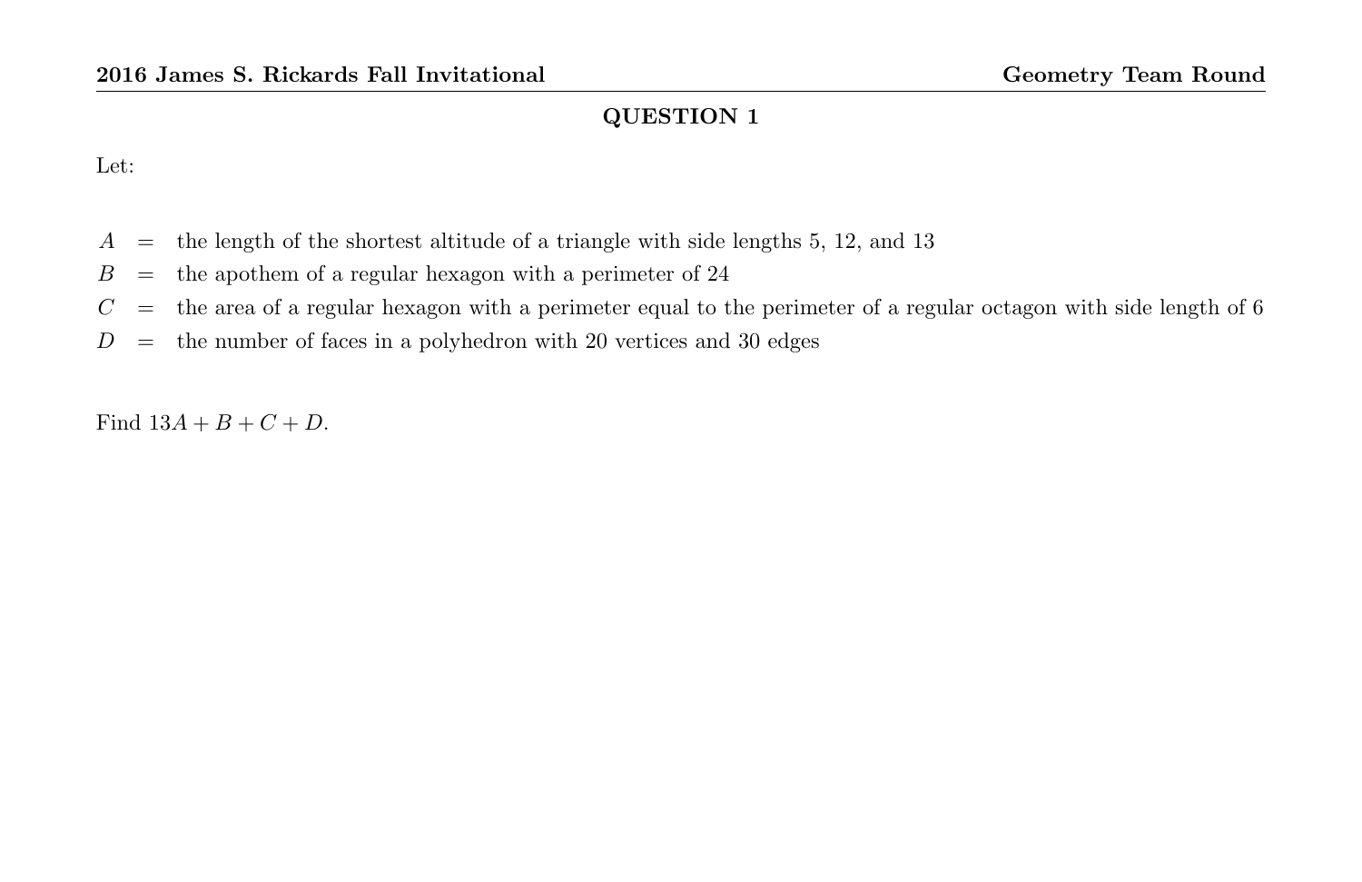## QUESTION 1

Let:

$A$ = the length of the shortest altitude of a triangle with side lengths 5, 12, and 13

$B$ = the apothem of a regular hexagon with a perimeter of 24

$C$ = the area of a regular hexagon with a perimeter equal to the perimeter of a regular octagon with side length of 6

$D$ = the number of faces in a polyhedron with 20 vertices and 30 edges

Find $13A + B + C + D$.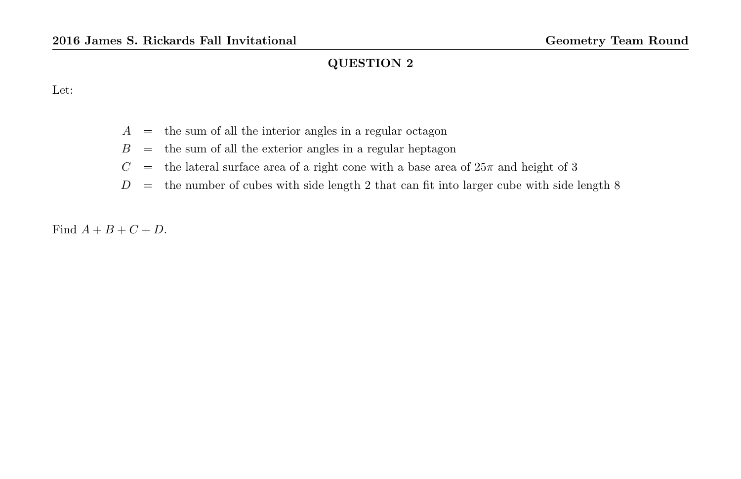## QUESTION 2

Let:

$$
\begin{aligned}
A &= \text{the sum of all the interior angles in a regular octagon} \\
B &= \text{the sum of all the exterior angles in a regular heptagon} \\
C &= \text{the lateral surface area of a right cone with a base area of } 25\pi \text{ and height of } 3 \\
D &= \text{the number of cubes with side length 2 that can fit into larger cube with side length 8}
\end{aligned}
$$

Find $A + B + C + D$.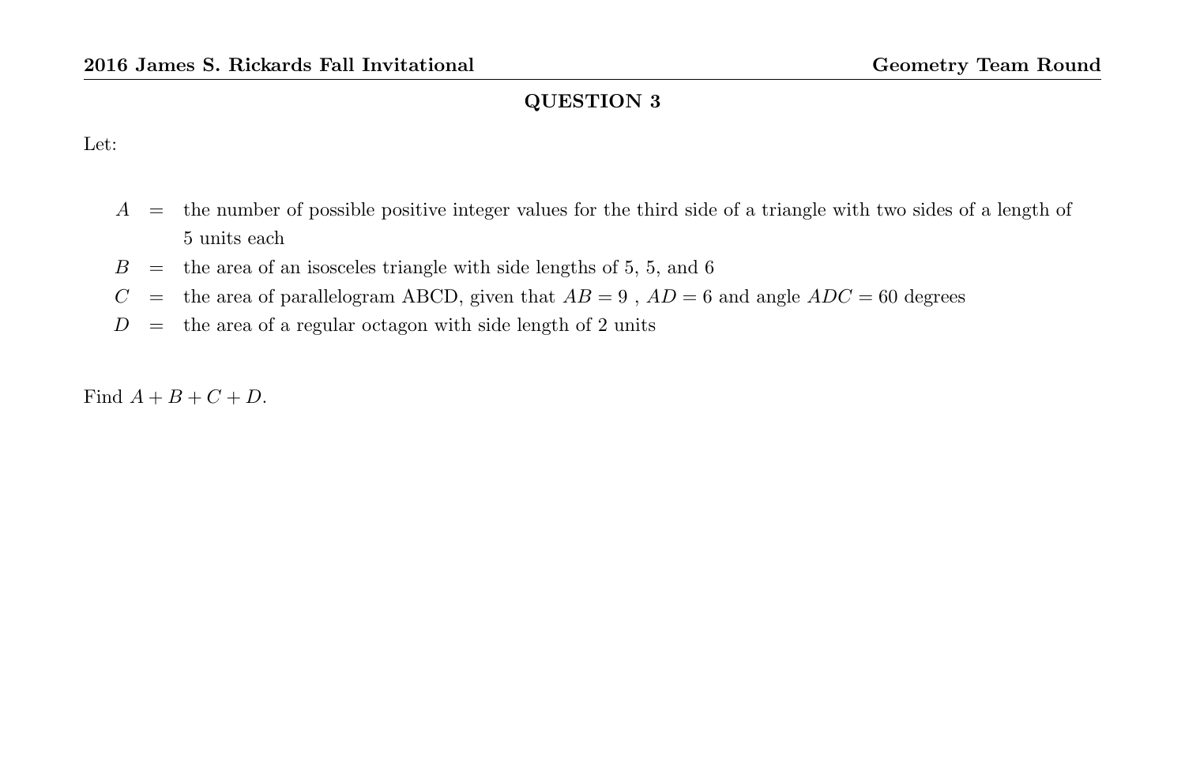## QUESTION 3

Let:

- $A$ = the number of possible positive integer values for the third side of a triangle with two sides of a length of 5 units each
- $B$ = the area of an isosceles triangle with side lengths of 5, 5, and 6
- $C$ = the area of parallelogram ABCD, given that $AB = 9$ , $AD = 6$ and angle $ADC = 60$ degrees
- $D$ = the area of a regular octagon with side length of 2 units

Find $A + B + C + D$.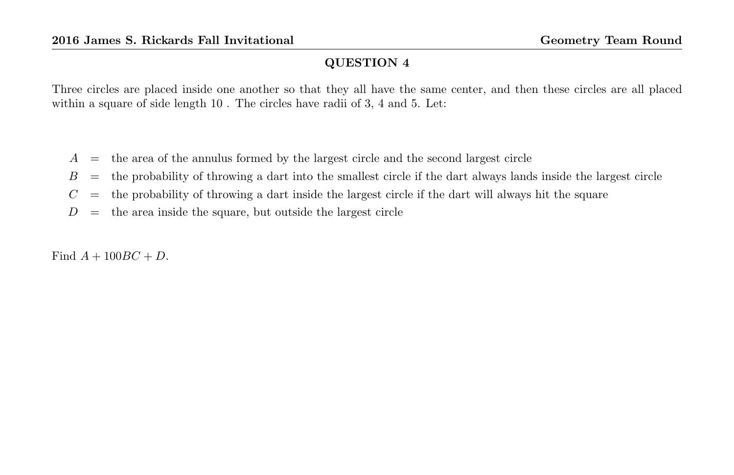## QUESTION 4

Three circles are placed inside one another so that they all have the same center, and then these circles are all placed within a square of side length 10 . The circles have radii of 3, 4 and 5. Let:

$A$ = the area of the annulus formed by the largest circle and the second largest circle

$B$ = the probability of throwing a dart into the smallest circle if the dart always lands inside the largest circle

$C$ = the probability of throwing a dart inside the largest circle if the dart will always hit the square

$D$ = the area inside the square, but outside the largest circle

Find $A + 100BC + D$.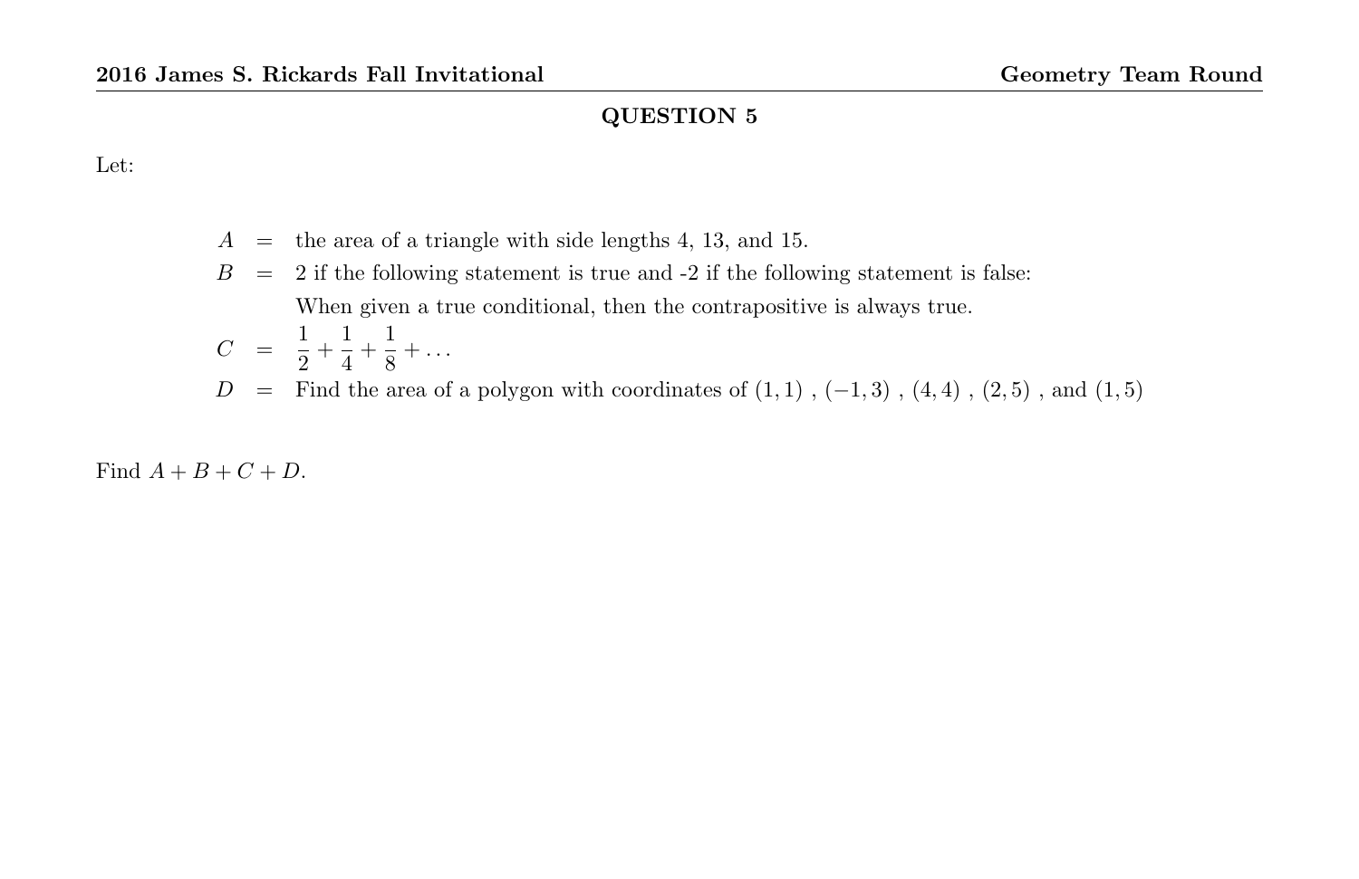## QUESTION 5

Let:

$A$ = the area of a triangle with side lengths 4, 13, and 15.

$B$ = 2 if the following statement is true and -2 if the following statement is false:
When given a true conditional, then the contrapositive is always true.

$C$ = $\frac{1}{2} + \frac{1}{4} + \frac{1}{8} + \ldots$

$D$ = Find the area of a polygon with coordinates of $(1, 1)$ , $(-1, 3)$ , $(4, 4)$ , $(2, 5)$ , and $(1, 5)$

Find $A + B + C + D$.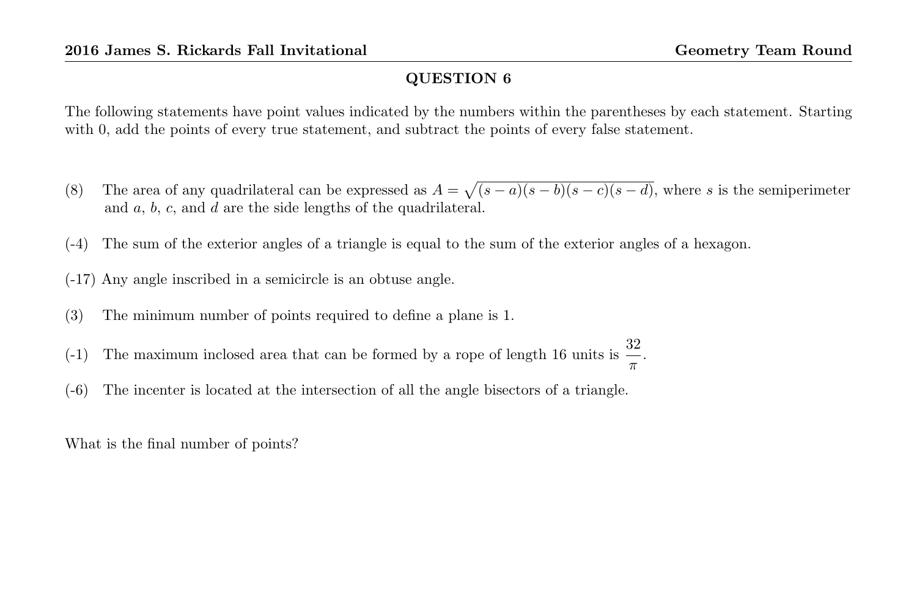## QUESTION 6

The following statements have point values indicated by the numbers within the parentheses by each statement. Starting with 0, add the points of every true statement, and subtract the points of every false statement.

(8) The area of any quadrilateral can be expressed as $A = \sqrt{(s-a)(s-b)(s-c)(s-d)}$, where $s$ is the semiperimeter and $a$, $b$, $c$, and $d$ are the side lengths of the quadrilateral.

(-4) The sum of the exterior angles of a triangle is equal to the sum of the exterior angles of a hexagon.

(-17) Any angle inscribed in a semicircle is an obtuse angle.

(3) The minimum number of points required to define a plane is 1.

(-1) The maximum inclosed area that can be formed by a rope of length 16 units is $\frac{32}{\pi}$.

(-6) The incenter is located at the intersection of all the angle bisectors of a triangle.

What is the final number of points?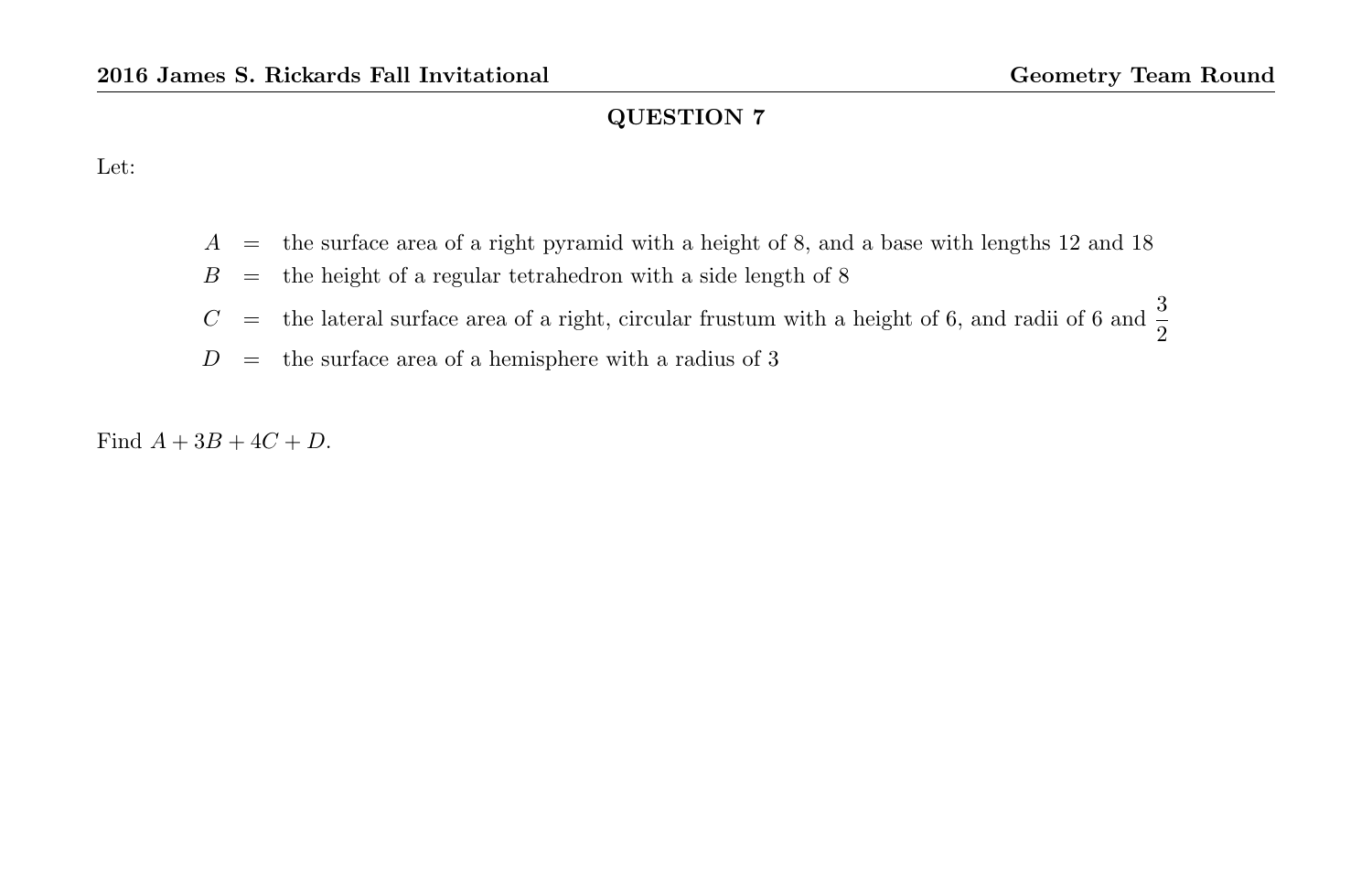## QUESTION 7

Let:

$$\begin{aligned}
A &= \text{the surface area of a right pyramid with a height of 8, and a base with lengths 12 and 18} \\
B &= \text{the height of a regular tetrahedron with a side length of 8} \\
C &= \text{the lateral surface area of a right, circular frustum with a height of 6, and radii of 6 and } \frac{3}{2} \\
D &= \text{the surface area of a hemisphere with a radius of 3}
\end{aligned}$$

Find $A + 3B + 4C + D$.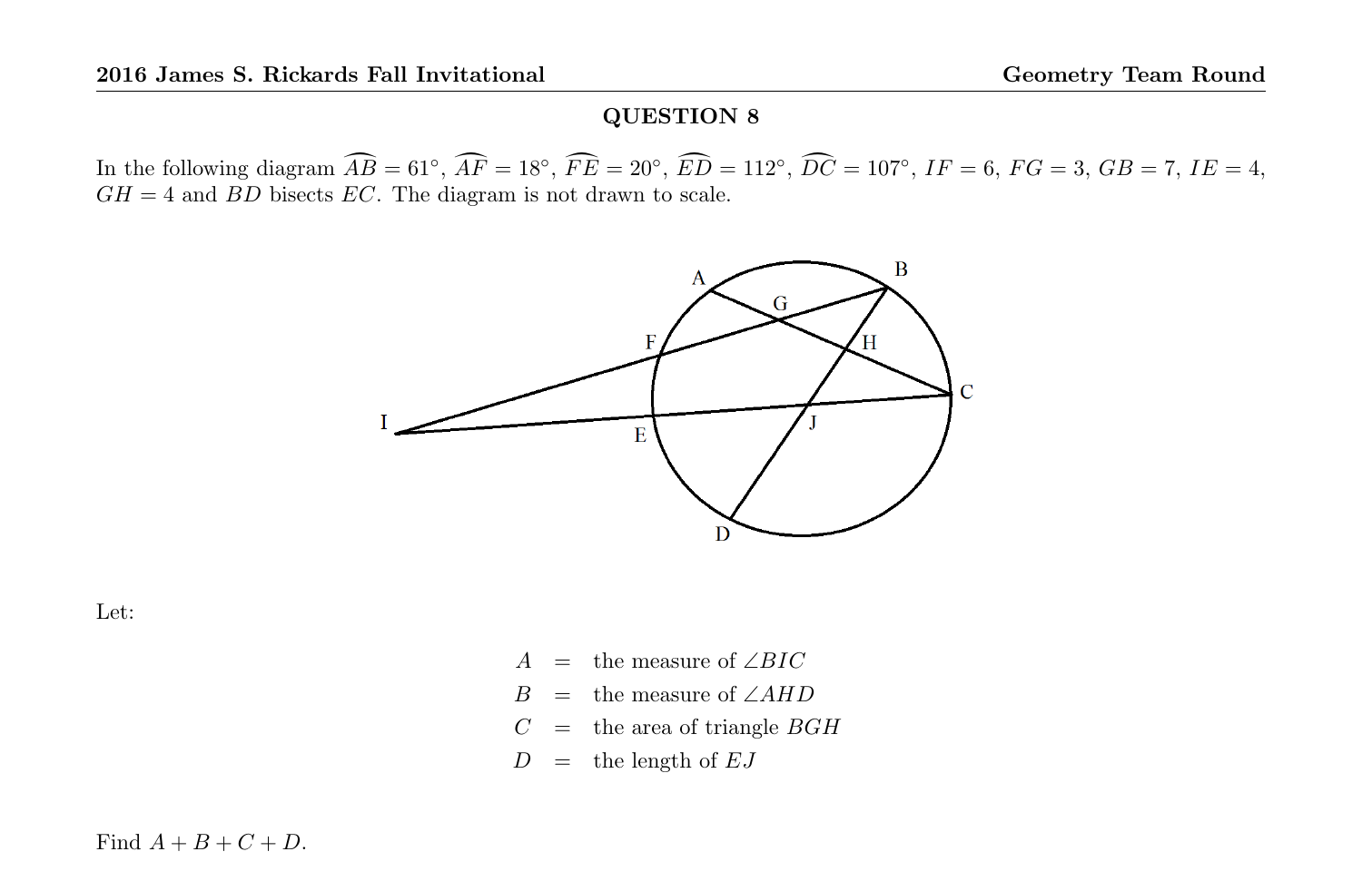## QUESTION 8

In the following diagram $\widehat{AB} = 61°$, $\widehat{AF} = 18°$, $\widehat{FE} = 20°$, $\widehat{ED} = 112°$, $\widehat{DC} = 107°$, $IF = 6$, $FG = 3$, $GB = 7$, $IE = 4$, $GH = 4$ and $BD$ bisects $EC$. The diagram is not drawn to scale.

Let:

$$A = \text{the measure of } \angle BIC$$
$$B = \text{the measure of } \angle AHD$$
$$C = \text{the area of triangle } BGH$$
$$D = \text{the length of } EJ$$

Find $A + B + C + D$.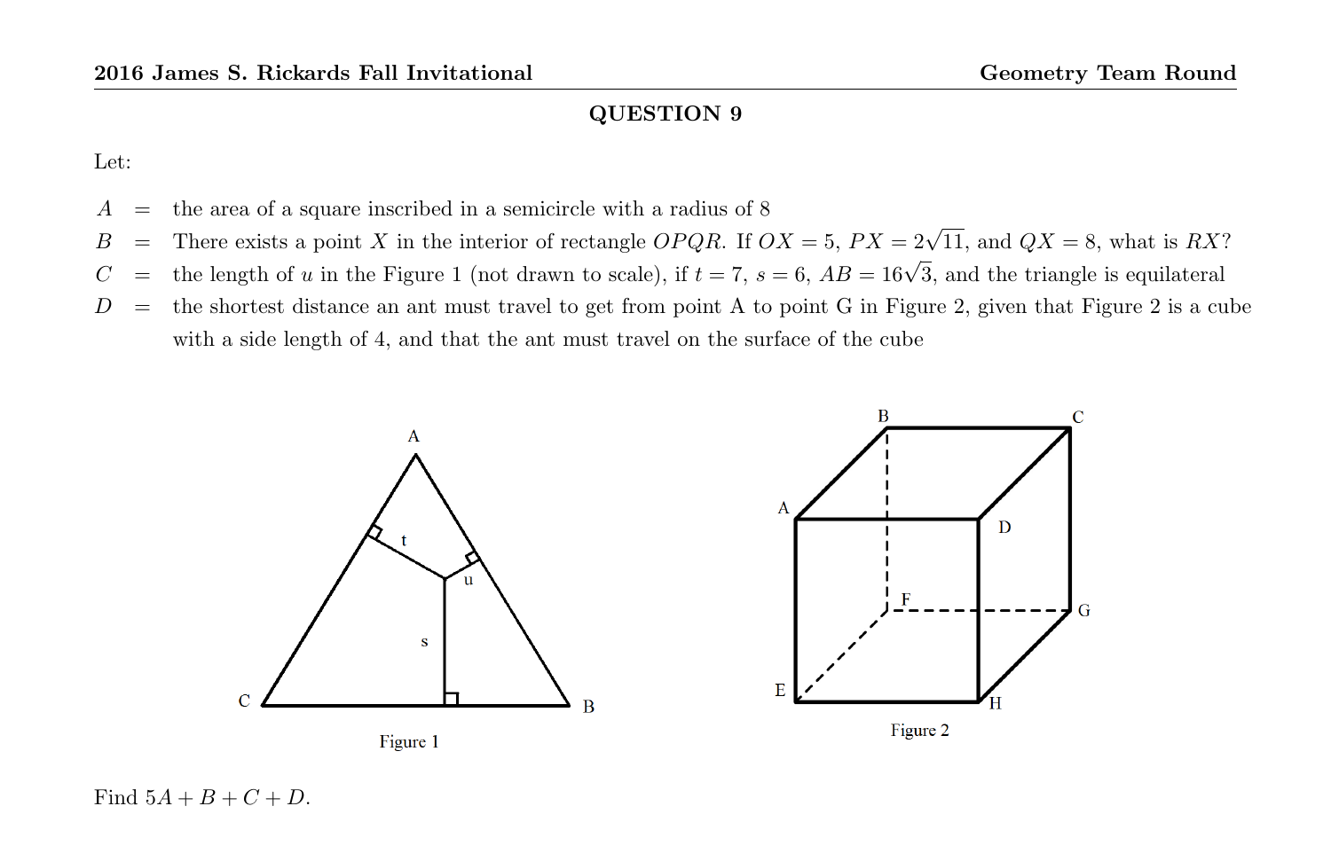## QUESTION 9

Let:

$A$ = the area of a square inscribed in a semicircle with a radius of 8

$B$ = There exists a point $X$ in the interior of rectangle $OPQR$. If $OX = 5$, $PX = 2\sqrt{11}$, and $QX = 8$, what is $RX$?

$C$ = the length of $u$ in the Figure 1 (not drawn to scale), if $t = 7$, $s = 6$, $AB = 16\sqrt{3}$, and the triangle is equilateral

$D$ = the shortest distance an ant must travel to get from point A to point G in Figure 2, given that Figure 2 is a cube with a side length of 4, and that the ant must travel on the surface of the cube

Figure 1

Figure 2

Find $5A + B + C + D$.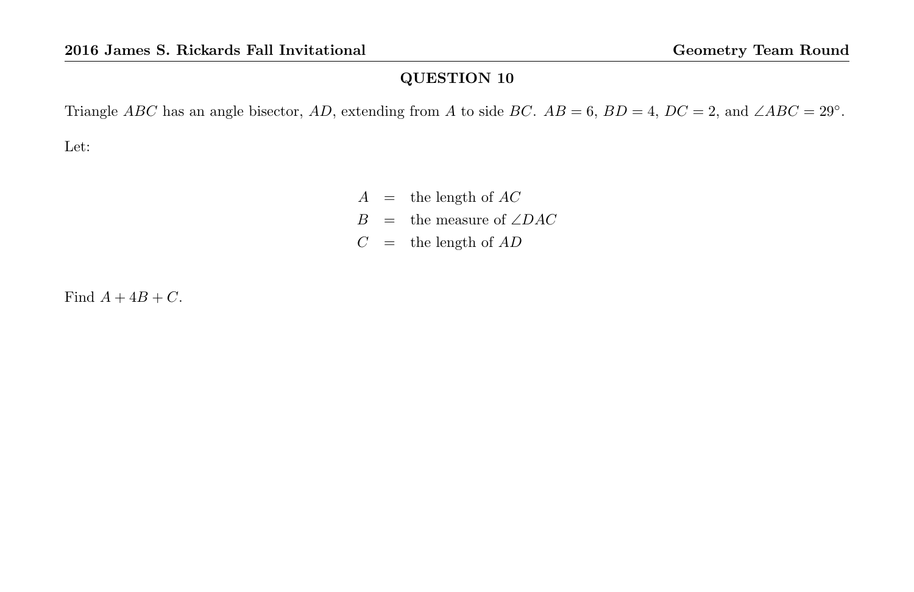## QUESTION 10

Triangle $ABC$ has an angle bisector, $AD$, extending from $A$ to side $BC$. $AB = 6$, $BD = 4$, $DC = 2$, and $\angle ABC = 29^\circ$.

Let:

$$
\begin{aligned}
A &= \text{the length of } AC \\
B &= \text{the measure of } \angle DAC \\
C &= \text{the length of } AD
\end{aligned}
$$

Find $A + 4B + C$.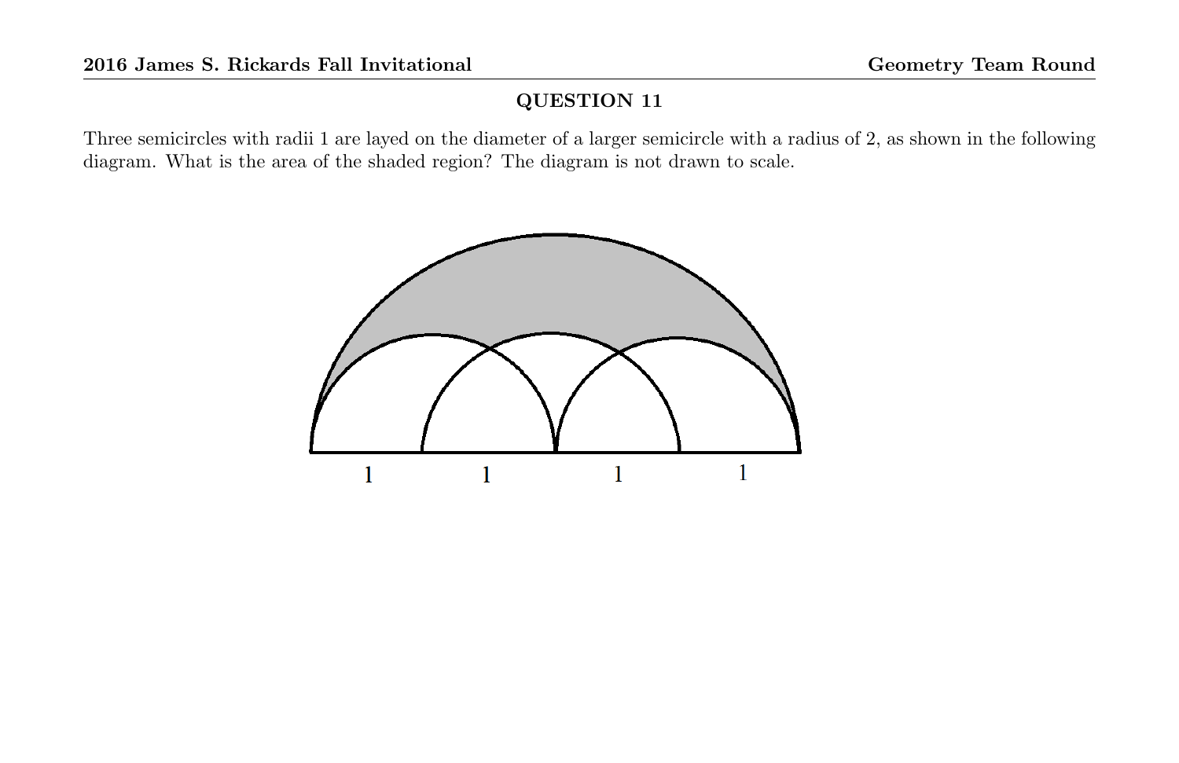## QUESTION 11

Three semicircles with radii 1 are layed on the diameter of a larger semicircle with a radius of 2, as shown in the following diagram. What is the area of the shaded region? The diagram is not drawn to scale.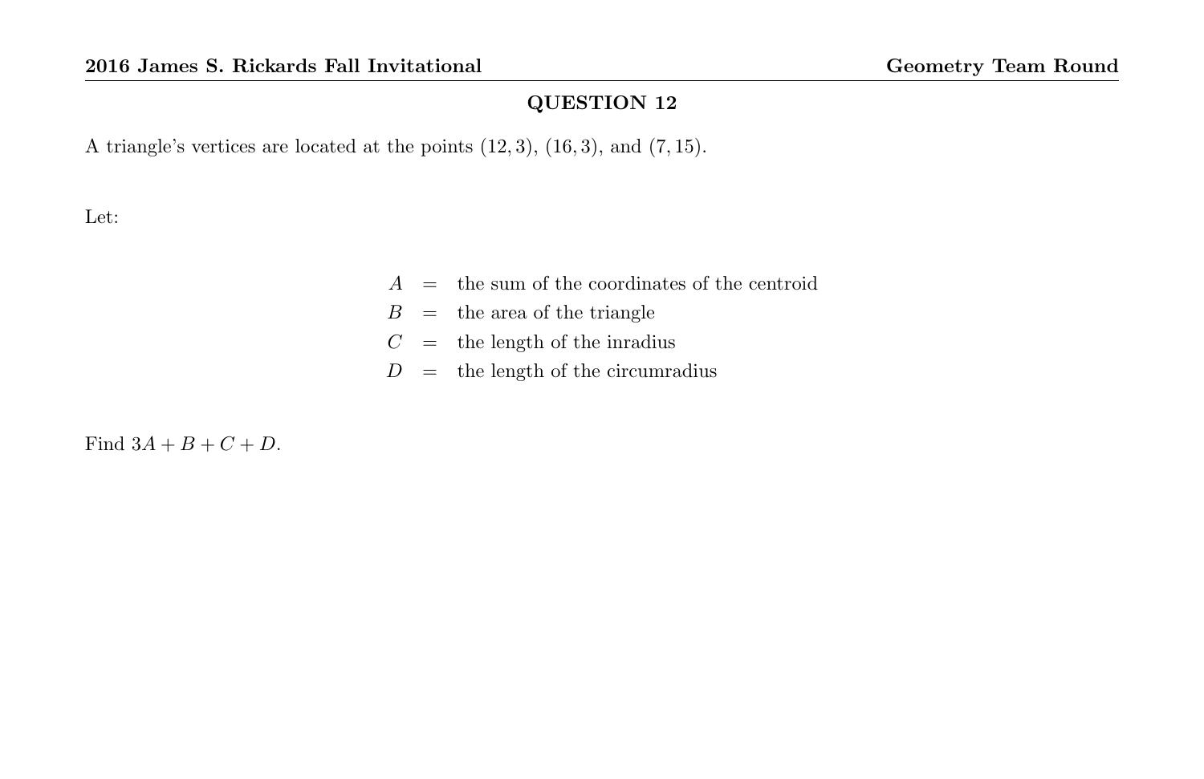## QUESTION 12

A triangle's vertices are located at the points $(12, 3)$, $(16, 3)$, and $(7, 15)$.

Let:

$$
\begin{aligned}
A &= \text{the sum of the coordinates of the centroid} \\
B &= \text{the area of the triangle} \\
C &= \text{the length of the inradius} \\
D &= \text{the length of the circumradius}
\end{aligned}
$$

Find $3A + B + C + D$.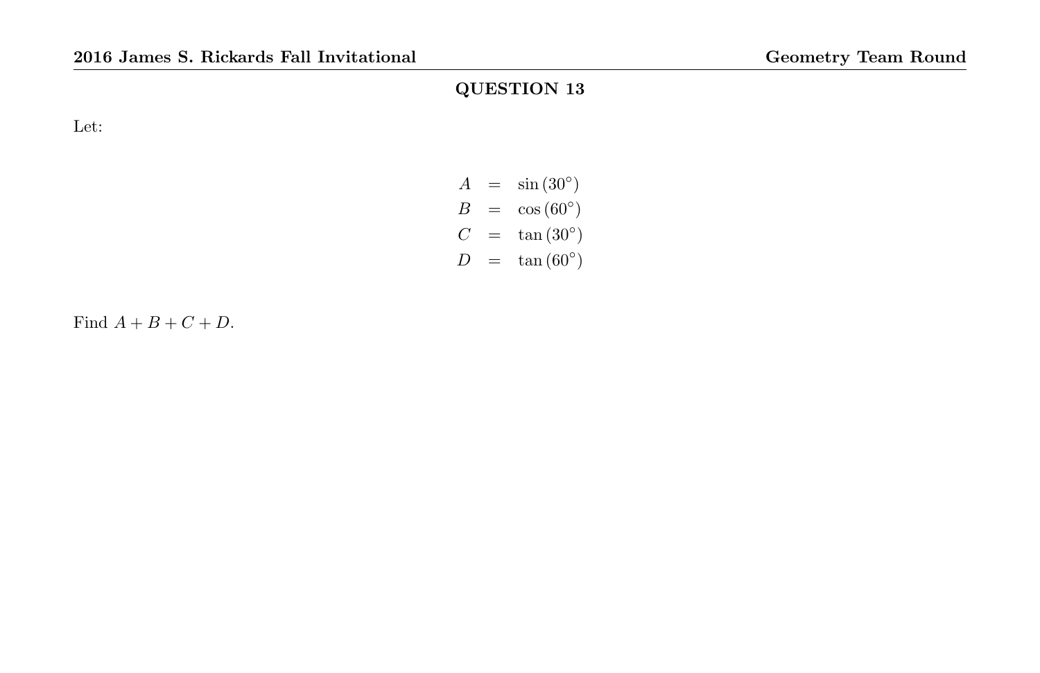## QUESTION 13

Let:

$$
\begin{aligned}
A &= \sin(30^\circ) \\
B &= \cos(60^\circ) \\
C &= \tan(30^\circ) \\
D &= \tan(60^\circ)
\end{aligned}
$$

Find $A + B + C + D$.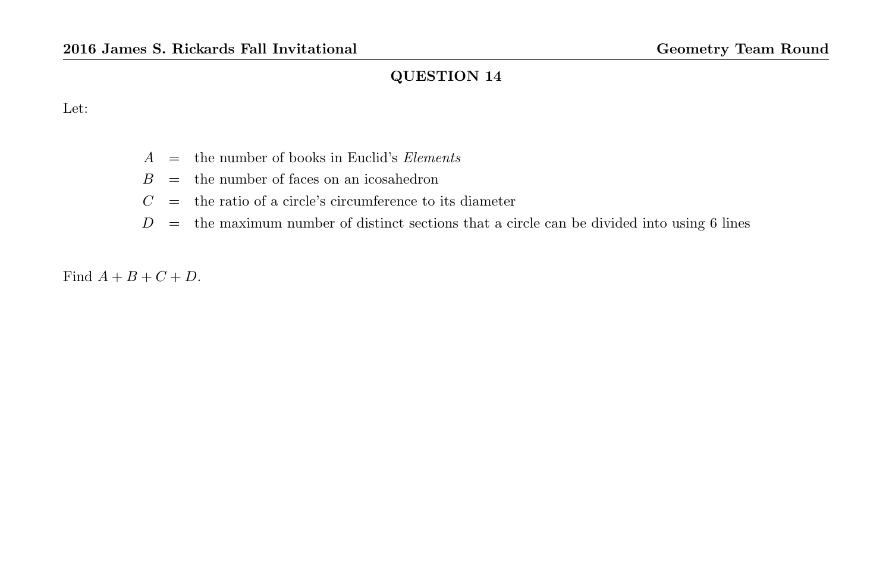## QUESTION 14

Let:

$$
\begin{aligned}
A &= \text{the number of books in Euclid's } \textit{Elements} \\
B &= \text{the number of faces on an icosahedron} \\
C &= \text{the ratio of a circle's circumference to its diameter} \\
D &= \text{the maximum number of distinct sections that a circle can be divided into using 6 lines}
\end{aligned}
$$

Find $A + B + C + D$.